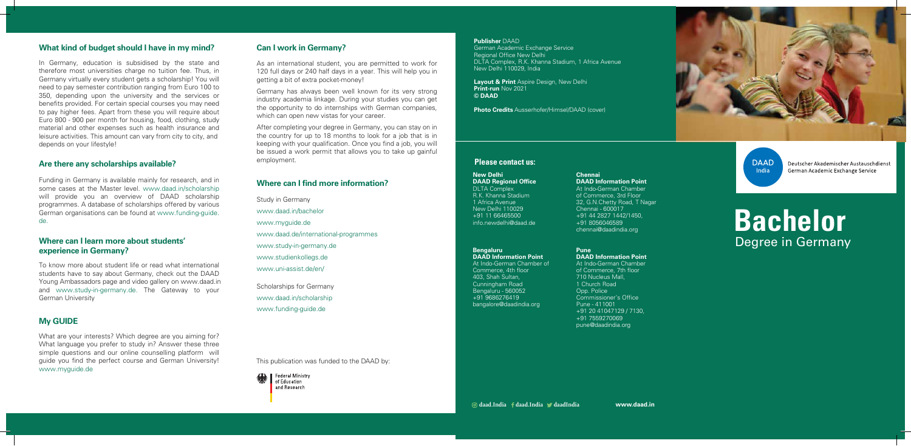## What kind of budget should I have in my mind?

In Germany, education is subsidised by the state and therefore most universities charge no tuition fee. Thus, in Germany virtually every student gets a scholarship! You will need to pay semester contribution ranging from Euro 100 to 350, depending upon the university and the services or benefits provided. For certain special courses you may need to pay higher fees. Apart from these you will require about Euro 800 - 900 per month for housing, food, clothing, study material and other expenses such as health insurance and leisure activities. This amount can vary from city to city, and depends on your lifestyle!

## Are there any scholarships available?

Funding in Germany is available mainly for research, and in some cases at the Master level. www.daad.in/scholarship will provide you an overview of DAAD scholarship programmes. A database of scholarships offered by various German organisations can be found at www.funding-guide.de.

## Where can I learn more about students' experience in Germany?

To know more about student life or read what international students have to say about Germany, check out the DAAD Young Ambassadors page and video gallery on www.daad.in and www.study-in-germany.de. The Gateway to your German University

## My GUIDE

What are your interests? Which degree are you aiming for? What language you prefer to study in? Answer these three simple questions and our online counselling platform will guide you find the perfect course and German University! www.myguide.de

## Can I work in Germany?

As an international student, you are permitted to work for 120 full days or 240 half days in a year. This will help you in getting a bit of extra pocket-money!

Germany has always been well known for its very strong industry academia linkage. During your studies you can get the opportunity to do internships with German companies, which can open new vistas for your career.

After completing your degree in Germany, you can stay on in the country for up to 18 months to look for a job that is in keeping with your qualification. Once you find a job, you will be issued a work permit that allows you to take up gainful employment.

## Where can I find more information?

Study in Germany

www.daad.in/bachelor

www.myguide.de

www.daad.de/international-programmes

www.study-in-germany.de

www.studienkollegs.de

www.uni-assist.de/en/

Scholarships for Germany

www.daad.in/scholarship

www.funding-guide.de

This publication was funded to the DAAD by:

Federal Ministry of Education and Research

**Publisher** DAAD
German Academic Exchange Service
Regional Office New Delhi
DLTA Complex, R.K. Khanna Stadium, 1 Africa Avenue
New Delhi 110029, India

**Layout & Print** Aspire Design, New Delhi
**Print-run** Nov 2021
**© DAAD**

**Photo Credits** Ausserhofer/Himsel/DAAD (cover)

### Please contact us:

**New Delhi**
**DAAD Regional Office**
DLTA Complex
R.K. Khanna Stadium
1 Africa Avenue
New Delhi 110029
+91 11 66465500
info.newdelhi@daad.de

**Bengaluru**
**DAAD Information Point**
At Indo-German Chamber of Commerce, 4th floor
403, Shah Sultan,
Cunningham Road
Bengaluru - 560052
+91 9686276419
bangalore@daadindia.org

**Chennai**
**DAAD Information Point**
At Indo-German Chamber of Commerce, 3rd Floor
32, G.N.Chetty Road, T Nagar
Chennai - 600017
+91 44 2827 1442/1450,
+91 8056046589
chennai@daadindia.org

**Pune**
**DAAD Information Point**
At Indo-German Chamber of Commerce, 7th floor
710 Nucleus Mall,
1 Church Road
Opp. Police Commissioner's Office
Pune - 411001
+91 20 41047129 / 7130,
+91 7559270069
pune@daadindia.org

daad.India daad.India daadIndia www.daad.in

DAAD India

Deutscher Akademischer Austauschdienst
German Academic Exchange Service

# Bachelor

Degree in Germany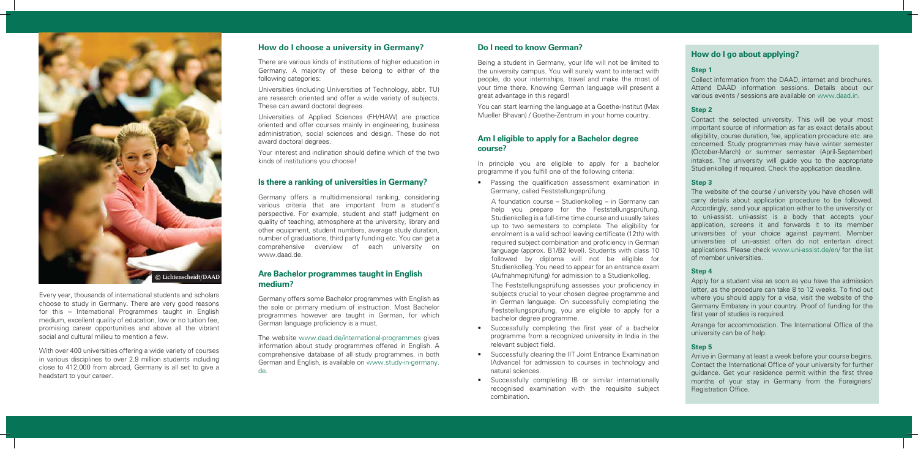© Lichtenscheidt/DAAD

Every year, thousands of international students and scholars choose to study in Germany. There are very good reasons for this – International Programmes taught in English medium, excellent quality of education, low or no tuition fee, promising career opportunities and above all the vibrant social and cultural milieu to mention a few.

With over 400 universities offering a wide variety of courses in various disciplines to over 2.9 million students including close to 412,000 from abroad, Germany is all set to give a headstart to your career.

## How do I choose a university in Germany?

There are various kinds of institutions of higher education in Germany. A majority of these belong to either of the following categories:

Universities (including Universities of Technology, abbr. TU) are research oriented and offer a wide variety of subjects. These can award doctoral degrees.

Universities of Applied Sciences (FH/HAW) are practice oriented and offer courses mainly in engineering, business administration, social sciences and design. These do not award doctoral degrees.

Your interest and inclination should define which of the two kinds of institutions you choose!

## Is there a ranking of universities in Germany?

Germany offers a multidimensional ranking, considering various criteria that are important from a student's perspective. For example, student and staff judgment on quality of teaching, atmosphere at the university, library and other equipment, student numbers, average study duration, number of graduations, third party funding etc. You can get a comprehensive overview of each university on www.daad.de.

## Are Bachelor programmes taught in English medium?

Germany offers some Bachelor programmes with English as the sole or primary medium of instruction. Most Bachelor programmes however are taught in German, for which German language proficiency is a must.

The website www.daad.de/international-programmes gives information about study programmes offered in English. A comprehensive database of all study programmes, in both German and English, is available on www.study-in-germany.de.

## Do I need to know German?

Being a student in Germany, your life will not be limited to the university campus. You will surely want to interact with people, do your internships, travel and make the most of your time there. Knowing German language will present a great advantage in this regard!

You can start learning the language at a Goethe-Institut (Max Mueller Bhavan) / Goethe-Zentrum in your home country.

## Am I eligible to apply for a Bachelor degree course?

In principle you are eligible to apply for a bachelor programme if you fulfill one of the following criteria:

- Passing the qualification assessment examination in Germany, called Feststellungsprüfung.

  A foundation course – Studienkolleg – in Germany can help you prepare for the Feststellungsprüfung. Studienkolleg is a full-time time course and usually takes up to two semesters to complete. The eligibility for enrolment is a valid school leaving certificate (12th) with required subject combination and proficiency in German language (approx. B1/B2 level). Students with class 10 followed by diploma will not be eligible for Studienkolleg. You need to appear for an entrance exam (Aufnahmeprüfung) for admission to a Studienkolleg.

  The Feststellungsprüfung assesses your proficiency in subjects crucial to your chosen degree programme and in German language. On successfully completing the Feststellungsprüfung, you are eligible to apply for a bachelor degree programme.

- Successfully completing the first year of a bachelor programme from a recognized university in India in the relevant subject field.
- Successfully clearing the IIT Joint Entrance Examination (Advance) for admission to courses in technology and natural sciences.
- Successfully completing IB or similar internationally recognised examination with the requisite subject combination.

## How do I go about applying?

### Step 1

Collect information from the DAAD, internet and brochures. Attend DAAD information sessions. Details about our various events / sessions are available on www.daad.in.

### Step 2

Contact the selected university. This will be your most important source of information as far as exact details about eligibility, course duration, fee, application procedure etc. are concerned. Study programmes may have winter semester (October-March) or summer semester (April-September) intakes. The university will guide you to the appropriate Studienkolleg if required. Check the application deadline.

### Step 3

The website of the course / university you have chosen will carry details about application procedure to be followed. Accordingly, send your application either to the university or to uni-assist. uni-assist is a body that accepts your application, screens it and forwards it to its member universities of your choice against payment. Member universities of uni-assist often do not entertain direct applications. Please check www.uni-assist.de/en/ for the list of member universities.

### Step 4

Apply for a student visa as soon as you have the admission letter, as the procedure can take 8 to 12 weeks. To find out where you should apply for a visa, visit the website of the Germany Embassy in your country. Proof of funding for the first year of studies is required.

Arrange for accommodation. The International Office of the university can be of help.

### Step 5

Arrive in Germany at least a week before your course begins. Contact the International Office of your university for further guidance. Get your residence permit within the first three months of your stay in Germany from the Foreigners' Registration Office.